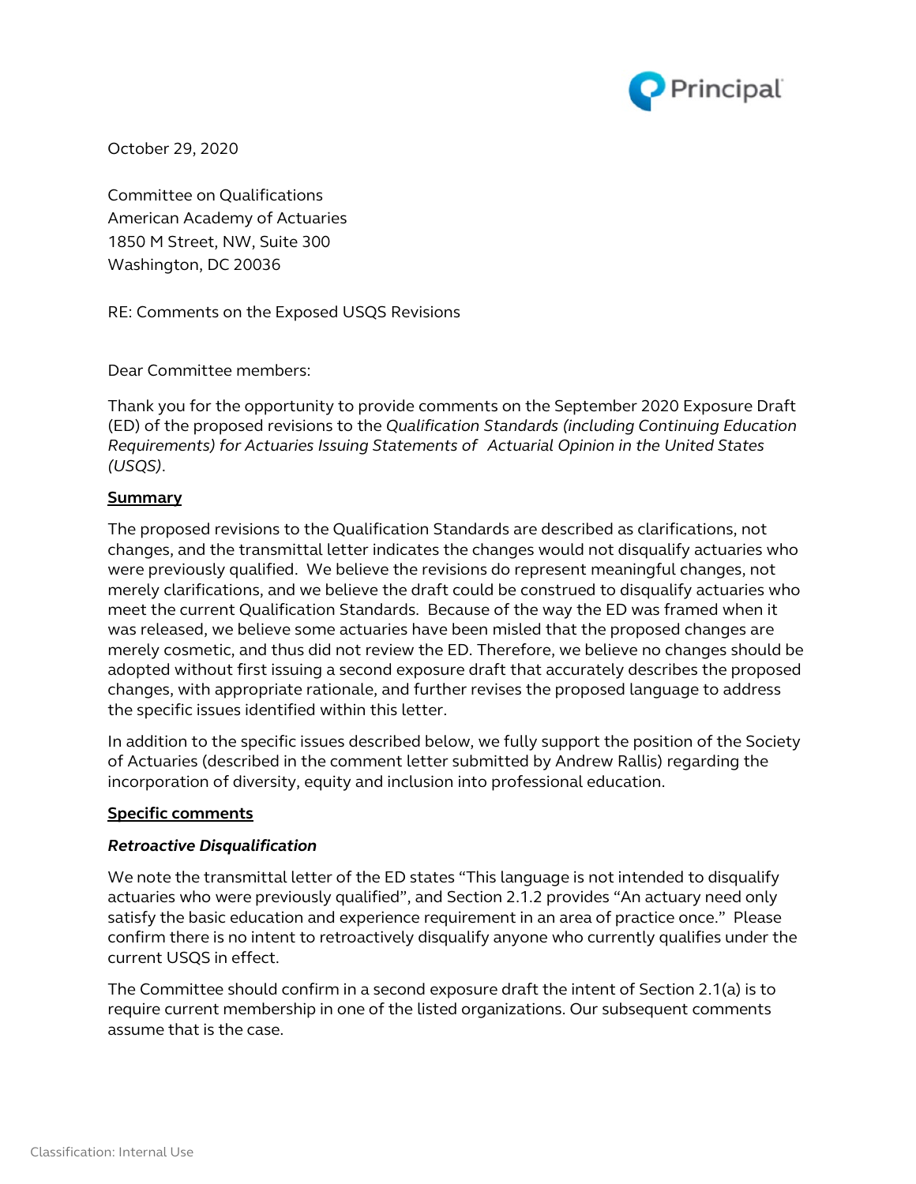Principal

October 29, 2020

Committee on Qualifications
American Academy of Actuaries
1850 M Street, NW, Suite 300
Washington, DC 20036

RE: Comments on the Exposed USQS Revisions

Dear Committee members:

Thank you for the opportunity to provide comments on the September 2020 Exposure Draft (ED) of the proposed revisions to the *Qualification Standards (including Continuing Education Requirements) for Actuaries Issuing Statements of Actuarial Opinion in the United States (USQS)*.

**Summary**

The proposed revisions to the Qualification Standards are described as clarifications, not changes, and the transmittal letter indicates the changes would not disqualify actuaries who were previously qualified. We believe the revisions do represent meaningful changes, not merely clarifications, and we believe the draft could be construed to disqualify actuaries who meet the current Qualification Standards. Because of the way the ED was framed when it was released, we believe some actuaries have been misled that the proposed changes are merely cosmetic, and thus did not review the ED. Therefore, we believe no changes should be adopted without first issuing a second exposure draft that accurately describes the proposed changes, with appropriate rationale, and further revises the proposed language to address the specific issues identified within this letter.

In addition to the specific issues described below, we fully support the position of the Society of Actuaries (described in the comment letter submitted by Andrew Rallis) regarding the incorporation of diversity, equity and inclusion into professional education.

**Specific comments**

***Retroactive Disqualification***

We note the transmittal letter of the ED states "This language is not intended to disqualify actuaries who were previously qualified", and Section 2.1.2 provides "An actuary need only satisfy the basic education and experience requirement in an area of practice once." Please confirm there is no intent to retroactively disqualify anyone who currently qualifies under the current USQS in effect.

The Committee should confirm in a second exposure draft the intent of Section 2.1(a) is to require current membership in one of the listed organizations. Our subsequent comments assume that is the case.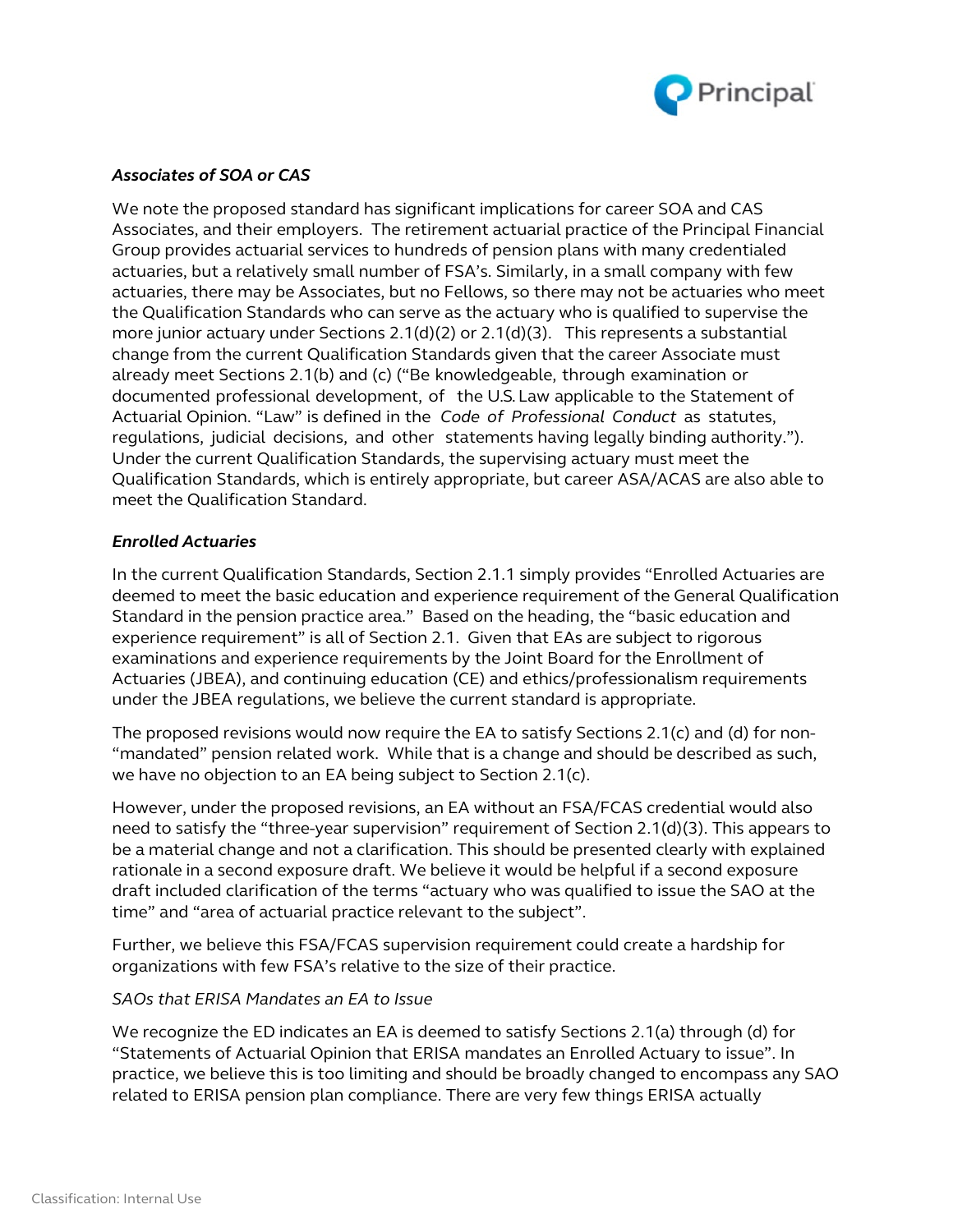### *Associates of SOA or CAS*

We note the proposed standard has significant implications for career SOA and CAS Associates, and their employers. The retirement actuarial practice of the Principal Financial Group provides actuarial services to hundreds of pension plans with many credentialed actuaries, but a relatively small number of FSA's. Similarly, in a small company with few actuaries, there may be Associates, but no Fellows, so there may not be actuaries who meet the Qualification Standards who can serve as the actuary who is qualified to supervise the more junior actuary under Sections 2.1(d)(2) or 2.1(d)(3). This represents a substantial change from the current Qualification Standards given that the career Associate must already meet Sections 2.1(b) and (c) ("Be knowledgeable, through examination or documented professional development, of the U.S. Law applicable to the Statement of Actuarial Opinion. "Law" is defined in the *Code of Professional Conduct* as statutes, regulations, judicial decisions, and other statements having legally binding authority."). Under the current Qualification Standards, the supervising actuary must meet the Qualification Standards, which is entirely appropriate, but career ASA/ACAS are also able to meet the Qualification Standard.

### *Enrolled Actuaries*

In the current Qualification Standards, Section 2.1.1 simply provides "Enrolled Actuaries are deemed to meet the basic education and experience requirement of the General Qualification Standard in the pension practice area." Based on the heading, the "basic education and experience requirement" is all of Section 2.1. Given that EAs are subject to rigorous examinations and experience requirements by the Joint Board for the Enrollment of Actuaries (JBEA), and continuing education (CE) and ethics/professionalism requirements under the JBEA regulations, we believe the current standard is appropriate.

The proposed revisions would now require the EA to satisfy Sections 2.1(c) and (d) for non-"mandated" pension related work. While that is a change and should be described as such, we have no objection to an EA being subject to Section 2.1(c).

However, under the proposed revisions, an EA without an FSA/FCAS credential would also need to satisfy the "three-year supervision" requirement of Section 2.1(d)(3). This appears to be a material change and not a clarification. This should be presented clearly with explained rationale in a second exposure draft. We believe it would be helpful if a second exposure draft included clarification of the terms "actuary who was qualified to issue the SAO at the time" and "area of actuarial practice relevant to the subject".

Further, we believe this FSA/FCAS supervision requirement could create a hardship for organizations with few FSA's relative to the size of their practice.

*SAOs that ERISA Mandates an EA to Issue*

We recognize the ED indicates an EA is deemed to satisfy Sections 2.1(a) through (d) for "Statements of Actuarial Opinion that ERISA mandates an Enrolled Actuary to issue". In practice, we believe this is too limiting and should be broadly changed to encompass any SAO related to ERISA pension plan compliance. There are very few things ERISA actually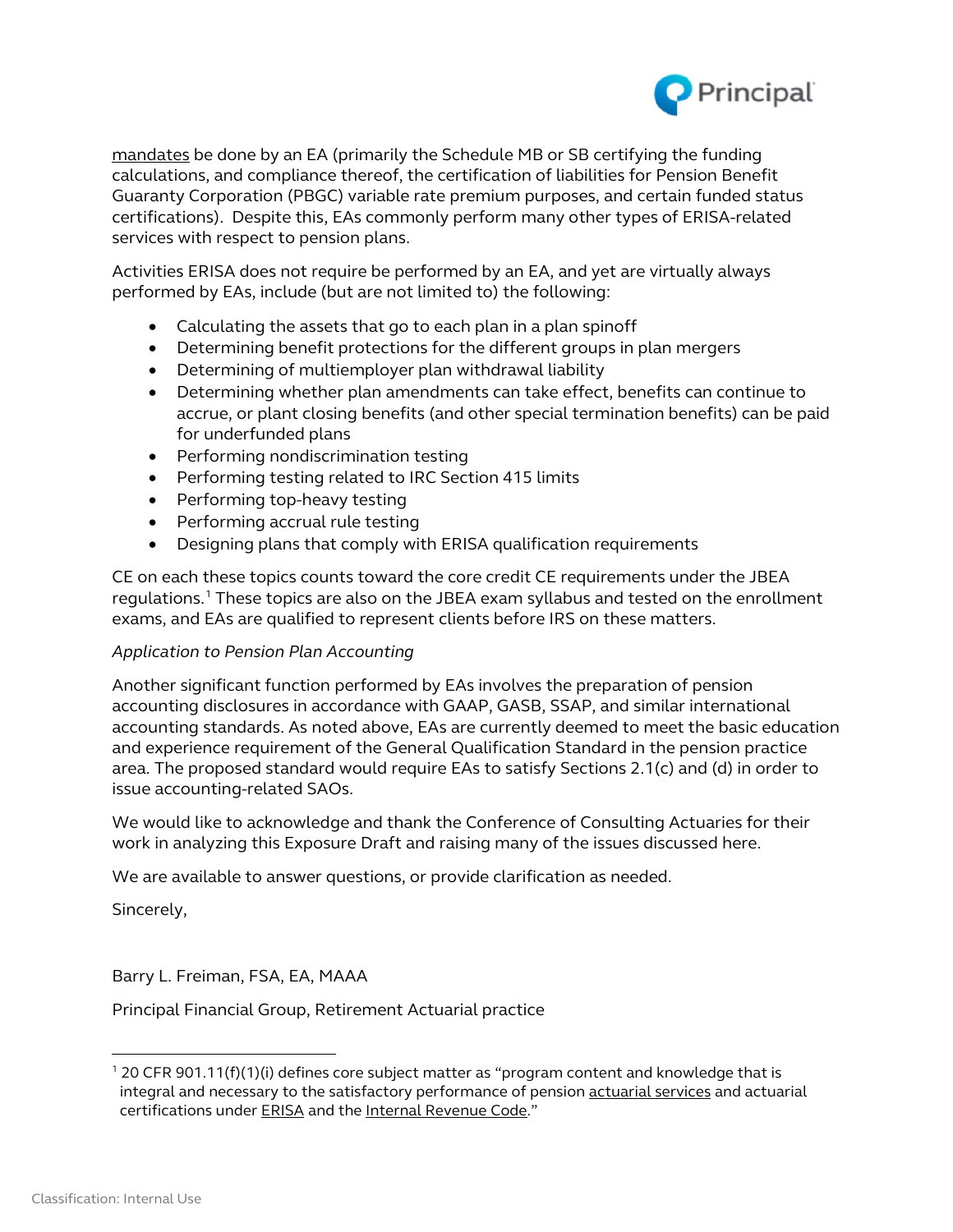mandates be done by an EA (primarily the Schedule MB or SB certifying the funding calculations, and compliance thereof, the certification of liabilities for Pension Benefit Guaranty Corporation (PBGC) variable rate premium purposes, and certain funded status certifications). Despite this, EAs commonly perform many other types of ERISA-related services with respect to pension plans.

Activities ERISA does not require be performed by an EA, and yet are virtually always performed by EAs, include (but are not limited to) the following:

- Calculating the assets that go to each plan in a plan spinoff
- Determining benefit protections for the different groups in plan mergers
- Determining of multiemployer plan withdrawal liability
- Determining whether plan amendments can take effect, benefits can continue to accrue, or plant closing benefits (and other special termination benefits) can be paid for underfunded plans
- Performing nondiscrimination testing
- Performing testing related to IRC Section 415 limits
- Performing top-heavy testing
- Performing accrual rule testing
- Designing plans that comply with ERISA qualification requirements

CE on each these topics counts toward the core credit CE requirements under the JBEA regulations.[1] These topics are also on the JBEA exam syllabus and tested on the enrollment exams, and EAs are qualified to represent clients before IRS on these matters.

*Application to Pension Plan Accounting*

Another significant function performed by EAs involves the preparation of pension accounting disclosures in accordance with GAAP, GASB, SSAP, and similar international accounting standards. As noted above, EAs are currently deemed to meet the basic education and experience requirement of the General Qualification Standard in the pension practice area. The proposed standard would require EAs to satisfy Sections 2.1(c) and (d) in order to issue accounting-related SAOs.

We would like to acknowledge and thank the Conference of Consulting Actuaries for their work in analyzing this Exposure Draft and raising many of the issues discussed here.

We are available to answer questions, or provide clarification as needed.

Sincerely,

Barry L. Freiman, FSA, EA, MAAA

Principal Financial Group, Retirement Actuarial practice

---

[1] 20 CFR 901.11(f)(1)(i) defines core subject matter as "program content and knowledge that is integral and necessary to the satisfactory performance of pension actuarial services and actuarial certifications under ERISA and the Internal Revenue Code."